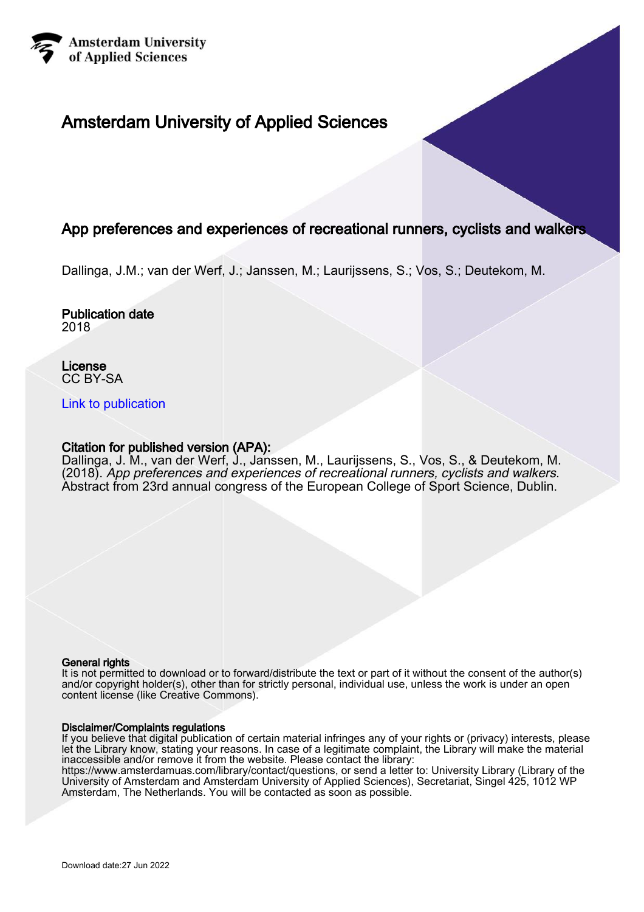Amsterdam University of Applied Sciences

# Amsterdam University of Applied Sciences

## App preferences and experiences of recreational runners, cyclists and walkers

Dallinga, J.M.; van der Werf, J.; Janssen, M.; Laurijssens, S.; Vos, S.; Deutekom, M.

**Publication date**
2018

**License**
CC BY-SA

[Link to publication](#)

**Citation for published version (APA):**
Dallinga, J. M., van der Werf, J., Janssen, M., Laurijssens, S., Vos, S., & Deutekom, M. (2018). *App preferences and experiences of recreational runners, cyclists and walkers*. Abstract from 23rd annual congress of the European College of Sport Science, Dublin.

**General rights**
It is not permitted to download or to forward/distribute the text or part of it without the consent of the author(s) and/or copyright holder(s), other than for strictly personal, individual use, unless the work is under an open content license (like Creative Commons).

**Disclaimer/Complaints regulations**
If you believe that digital publication of certain material infringes any of your rights or (privacy) interests, please let the Library know, stating your reasons. In case of a legitimate complaint, the Library will make the material inaccessible and/or remove it from the website. Please contact the library:
https://www.amsterdamuas.com/library/contact/questions, or send a letter to: University Library (Library of the University of Amsterdam and Amsterdam University of Applied Sciences), Secretariat, Singel 425, 1012 WP Amsterdam, The Netherlands. You will be contacted as soon as possible.

Download date:27 Jun 2022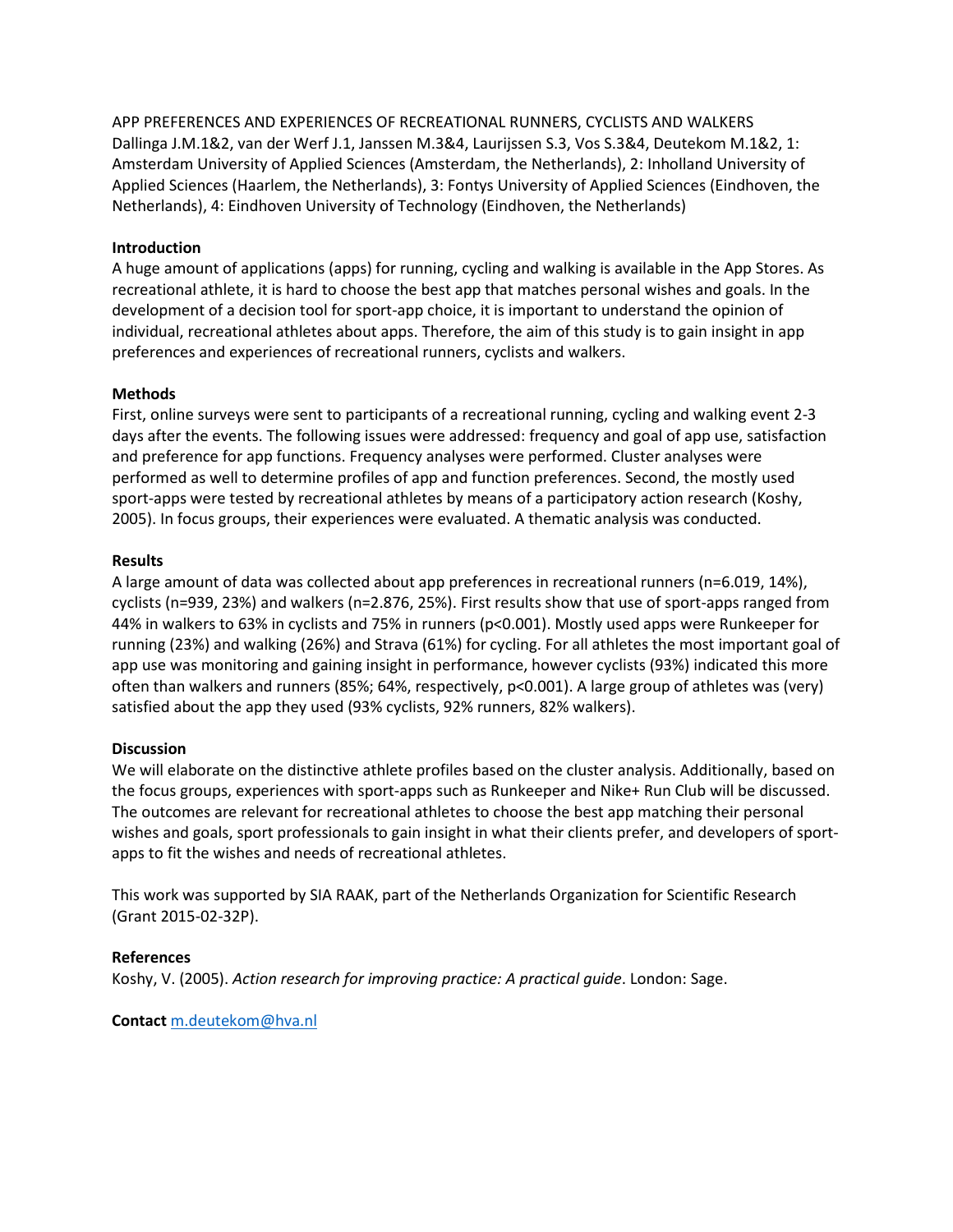# APP PREFERENCES AND EXPERIENCES OF RECREATIONAL RUNNERS, CYCLISTS AND WALKERS

Dallinga J.M.1&2, van der Werf J.1, Janssen M.3&4, Laurijssen S.3, Vos S.3&4, Deutekom M.1&2, 1: Amsterdam University of Applied Sciences (Amsterdam, the Netherlands), 2: Inholland University of Applied Sciences (Haarlem, the Netherlands), 3: Fontys University of Applied Sciences (Eindhoven, the Netherlands), 4: Eindhoven University of Technology (Eindhoven, the Netherlands)

## Introduction

A huge amount of applications (apps) for running, cycling and walking is available in the App Stores. As recreational athlete, it is hard to choose the best app that matches personal wishes and goals. In the development of a decision tool for sport-app choice, it is important to understand the opinion of individual, recreational athletes about apps. Therefore, the aim of this study is to gain insight in app preferences and experiences of recreational runners, cyclists and walkers.

## Methods

First, online surveys were sent to participants of a recreational running, cycling and walking event 2-3 days after the events. The following issues were addressed: frequency and goal of app use, satisfaction and preference for app functions. Frequency analyses were performed. Cluster analyses were performed as well to determine profiles of app and function preferences. Second, the mostly used sport-apps were tested by recreational athletes by means of a participatory action research (Koshy, 2005). In focus groups, their experiences were evaluated. A thematic analysis was conducted.

## Results

A large amount of data was collected about app preferences in recreational runners (n=6.019, 14%), cyclists (n=939, 23%) and walkers (n=2.876, 25%). First results show that use of sport-apps ranged from 44% in walkers to 63% in cyclists and 75% in runners ($p<0.001$). Mostly used apps were Runkeeper for running (23%) and walking (26%) and Strava (61%) for cycling. For all athletes the most important goal of app use was monitoring and gaining insight in performance, however cyclists (93%) indicated this more often than walkers and runners (85%; 64%, respectively, $p<0.001$). A large group of athletes was (very) satisfied about the app they used (93% cyclists, 92% runners, 82% walkers).

## Discussion

We will elaborate on the distinctive athlete profiles based on the cluster analysis. Additionally, based on the focus groups, experiences with sport-apps such as Runkeeper and Nike+ Run Club will be discussed. The outcomes are relevant for recreational athletes to choose the best app matching their personal wishes and goals, sport professionals to gain insight in what their clients prefer, and developers of sport-apps to fit the wishes and needs of recreational athletes.

This work was supported by SIA RAAK, part of the Netherlands Organization for Scientific Research (Grant 2015-02-32P).

## References

Koshy, V. (2005). *Action research for improving practice: A practical guide*. London: Sage.

**Contact** m.deutekom@hva.nl